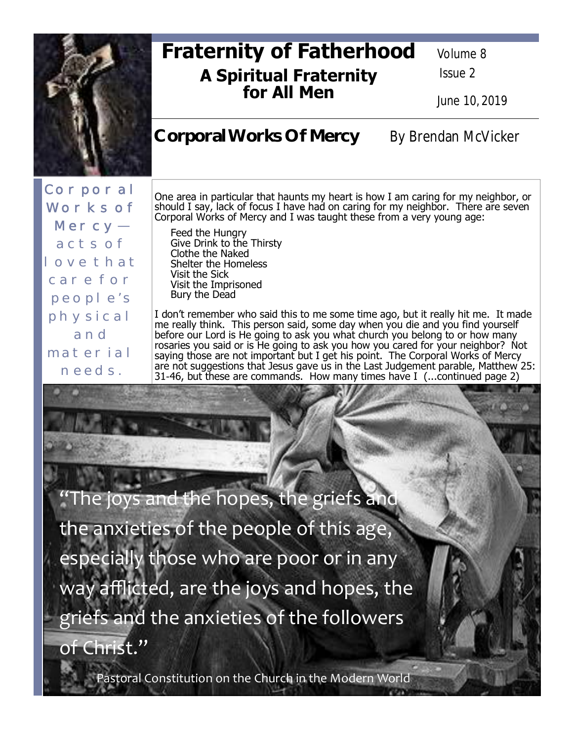# Fraternity of Fatherhood

## A Spiritual Fraternity for All Men

Volume 8
Issue 2
June 10, 2019

## Corporal Works Of Mercy

By Brendan McVicker

Corporal Works of Mercy — acts of love that care for people's physical and material needs.

One area in particular that haunts my heart is how I am caring for my neighbor, or should I say, lack of focus I have had on caring for my neighbor. There are seven Corporal Works of Mercy and I was taught these from a very young age:

- Feed the Hungry
- Give Drink to the Thirsty
- Clothe the Naked
- Shelter the Homeless
- Visit the Sick
- Visit the Imprisoned
- Bury the Dead

I don't remember who said this to me some time ago, but it really hit me. It made me really think. This person said, some day when you die and you find yourself before our Lord is He going to ask you what church you belong to or how many rosaries you said or is He going to ask you how you cared for your neighbor? Not saying those are not important but I get his point. The Corporal Works of Mercy are not suggestions that Jesus gave us in the Last Judgement parable, Matthew 25: 31-46, but these are commands. How many times have I (...continued page 2)

"The joys and the hopes, the griefs and the anxieties of the people of this age, especially those who are poor or in any way afflicted, are the joys and hopes, the griefs and the anxieties of the followers of Christ."

Pastoral Constitution on the Church in the Modern World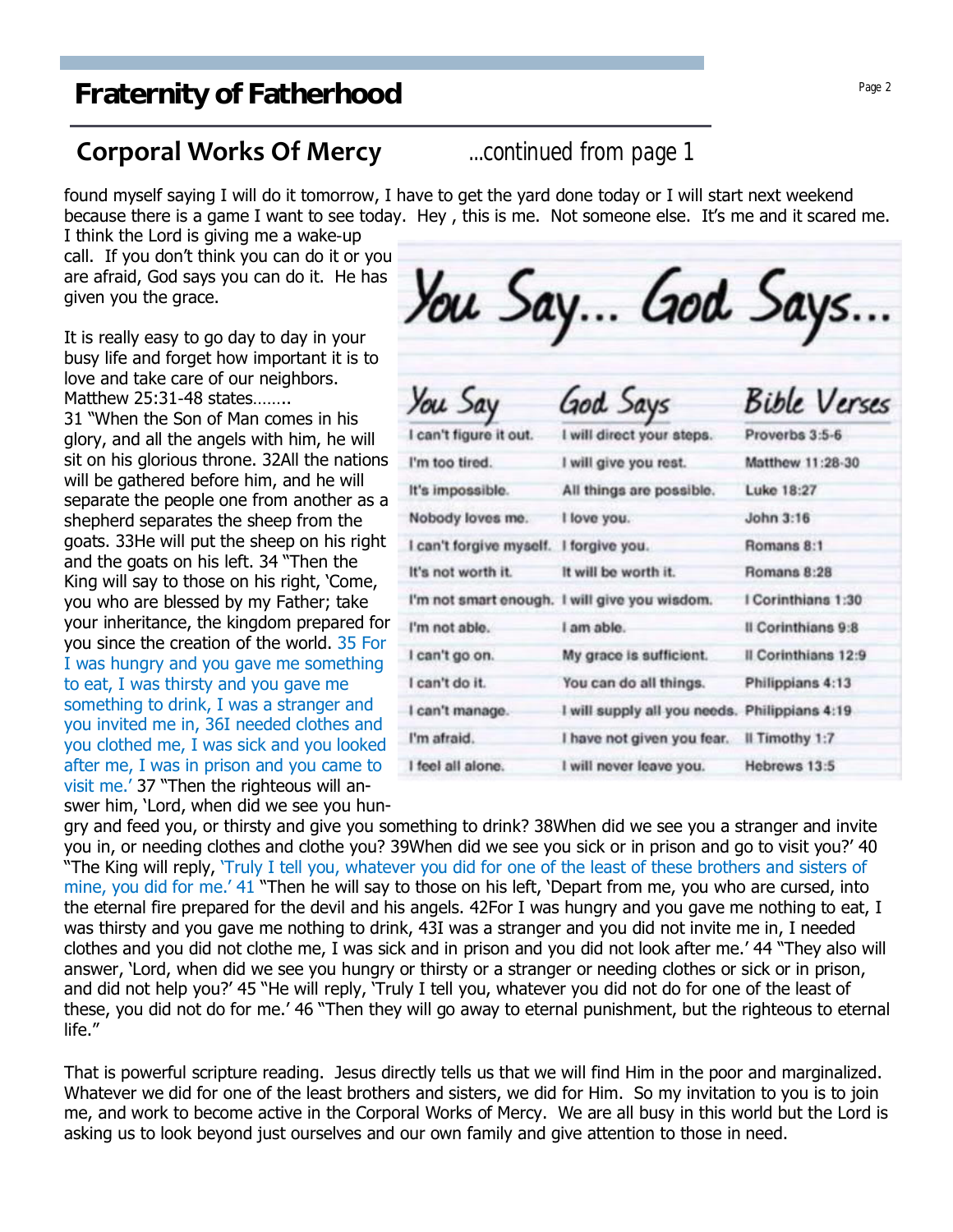# Fraternity of Fatherhood

## Corporal Works Of Mercy

...continued from page 1

found myself saying I will do it tomorrow, I have to get the yard done today or I will start next weekend because there is a game I want to see today. Hey , this is me. Not someone else. It's me and it scared me. I think the Lord is giving me a wake-up call. If you don't think you can do it or you are afraid, God says you can do it. He has given you the grace.

It is really easy to go day to day in your busy life and forget how important it is to love and take care of our neighbors. Matthew 25:31-48 states……..

31 "When the Son of Man comes in his glory, and all the angels with him, he will sit on his glorious throne. 32All the nations will be gathered before him, and he will separate the people one from another as a shepherd separates the sheep from the goats. 33He will put the sheep on his right and the goats on his left. 34 "Then the King will say to those on his right, 'Come, you who are blessed by my Father; take your inheritance, the kingdom prepared for you since the creation of the world. 35 For I was hungry and you gave me something to eat, I was thirsty and you gave me something to drink, I was a stranger and you invited me in, 36I needed clothes and you clothed me, I was sick and you looked after me, I was in prison and you came to visit me.' 37 "Then the righteous will answer him, 'Lord, when did we see you hungry and feed you, or thirsty and give you something to drink? 38When did we see you a stranger and invite you in, or needing clothes and clothe you? 39When did we see you sick or in prison and go to visit you?' 40 "The King will reply, 'Truly I tell you, whatever you did for one of the least of these brothers and sisters of mine, you did for me.' 41 "Then he will say to those on his left, 'Depart from me, you who are cursed, into the eternal fire prepared for the devil and his angels. 42For I was hungry and you gave me nothing to eat, I was thirsty and you gave me nothing to drink, 43I was a stranger and you did not invite me in, I needed clothes and you did not clothe me, I was sick and in prison and you did not look after me.' 44 "They also will answer, 'Lord, when did we see you hungry or thirsty or a stranger or needing clothes or sick or in prison, and did not help you?' 45 "He will reply, 'Truly I tell you, whatever you did not do for one of the least of these, you did not do for me.' 46 "Then they will go away to eternal punishment, but the righteous to eternal life."

### You Say... God Says...

| You Say | God Says | Bible Verses |
|---|---|---|
| I can't figure it out. | I will direct your steps. | Proverbs 3:5-6 |
| I'm too tired. | I will give you rest. | Matthew 11:28-30 |
| It's impossible. | All things are possible. | Luke 18:27 |
| Nobody loves me. | I love you. | John 3:16 |
| I can't forgive myself. | I forgive you. | Romans 8:1 |
| It's not worth it. | It will be worth it. | Romans 8:28 |
| I'm not smart enough. | I will give you wisdom. | I Corinthians 1:30 |
| I'm not able. | I am able. | II Corinthians 9:8 |
| I can't go on. | My grace is sufficient. | II Corinthians 12:9 |
| I can't do it. | You can do all things. | Philippians 4:13 |
| I can't manage. | I will supply all you needs. | Philippians 4:19 |
| I'm afraid. | I have not given you fear. | II Timothy 1:7 |
| I feel all alone. | I will never leave you. | Hebrews 13:5 |

That is powerful scripture reading. Jesus directly tells us that we will find Him in the poor and marginalized. Whatever we did for one of the least brothers and sisters, we did for Him. So my invitation to you is to join me, and work to become active in the Corporal Works of Mercy. We are all busy in this world but the Lord is asking us to look beyond just ourselves and our own family and give attention to those in need.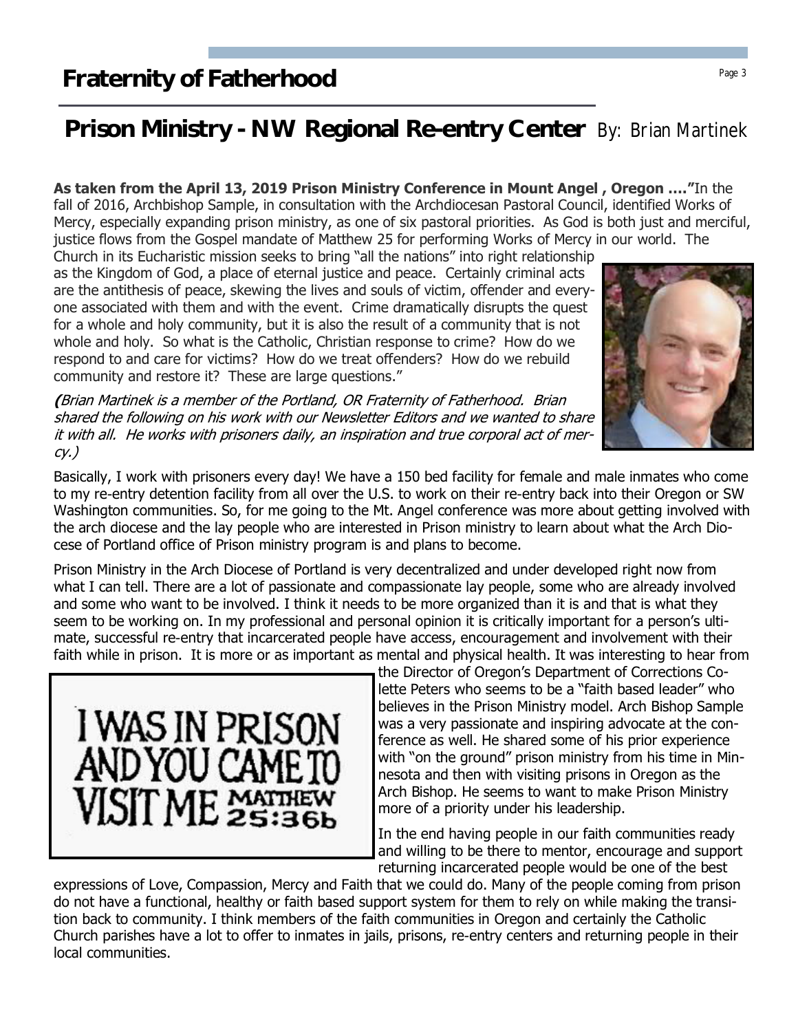# Fraternity of Fatherhood

## Prison Ministry - NW Regional Re-entry Center By: Brian Martinek

**As taken from the April 13, 2019 Prison Ministry Conference in Mount Angel , Oregon ….**"In the fall of 2016, Archbishop Sample, in consultation with the Archdiocesan Pastoral Council, identified Works of Mercy, especially expanding prison ministry, as one of six pastoral priorities. As God is both just and merciful, justice flows from the Gospel mandate of Matthew 25 for performing Works of Mercy in our world. The Church in its Eucharistic mission seeks to bring "all the nations" into right relationship as the Kingdom of God, a place of eternal justice and peace. Certainly criminal acts are the antithesis of peace, skewing the lives and souls of victim, offender and everyone associated with them and with the event. Crime dramatically disrupts the quest for a whole and holy community, but it is also the result of a community that is not whole and holy. So what is the Catholic, Christian response to crime? How do we respond to and care for victims? How do we treat offenders? How do we rebuild community and restore it? These are large questions."

*(Brian Martinek is a member of the Portland, OR Fraternity of Fatherhood. Brian shared the following on his work with our Newsletter Editors and we wanted to share it with all. He works with prisoners daily, an inspiration and true corporal act of mercy.)*

Basically, I work with prisoners every day! We have a 150 bed facility for female and male inmates who come to my re-entry detention facility from all over the U.S. to work on their re-entry back into their Oregon or SW Washington communities. So, for me going to the Mt. Angel conference was more about getting involved with the arch diocese and the lay people who are interested in Prison ministry to learn about what the Arch Diocese of Portland office of Prison ministry program is and plans to become.

Prison Ministry in the Arch Diocese of Portland is very decentralized and under developed right now from what I can tell. There are a lot of passionate and compassionate lay people, some who are already involved and some who want to be involved. I think it needs to be more organized than it is and that is what they seem to be working on. In my professional and personal opinion it is critically important for a person's ultimate, successful re-entry that incarcerated people have access, encouragement and involvement with their faith while in prison. It is more or as important as mental and physical health. It was interesting to hear from the Director of Oregon's Department of Corrections Colette Peters who seems to be a "faith based leader" who believes in the Prison Ministry model. Arch Bishop Sample was a very passionate and inspiring advocate at the conference as well. He shared some of his prior experience with "on the ground" prison ministry from his time in Minnesota and then with visiting prisons in Oregon as the Arch Bishop. He seems to want to make Prison Ministry more of a priority under his leadership.

I WAS IN PRISON AND YOU CAME TO VISIT ME MATTHEW 25:36b

In the end having people in our faith communities ready and willing to be there to mentor, encourage and support returning incarcerated people would be one of the best expressions of Love, Compassion, Mercy and Faith that we could do. Many of the people coming from prison do not have a functional, healthy or faith based support system for them to rely on while making the transition back to community. I think members of the faith communities in Oregon and certainly the Catholic Church parishes have a lot to offer to inmates in jails, prisons, re-entry centers and returning people in their local communities.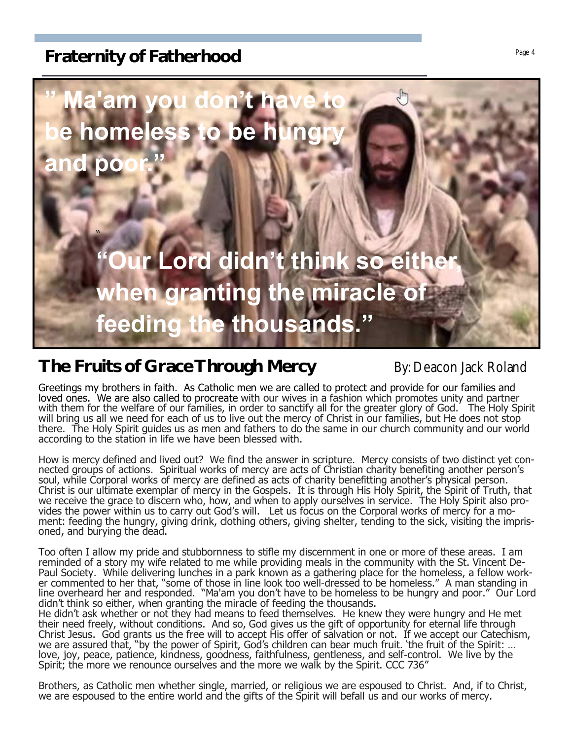## Fraternity of Fatherhood

" Ma'am you don't have to be homeless to be hungry and poor."

"Our Lord didn't think so either, when granting the miracle of feeding the thousands."

# The Fruits of Grace Through Mercy

By: Deacon Jack Roland

Greetings my brothers in faith. As Catholic men we are called to protect and provide for our families and loved ones. We are also called to procreate with our wives in a fashion which promotes unity and partner with them for the welfare of our families, in order to sanctify all for the greater glory of God. The Holy Spirit will bring us all we need for each of us to live out the mercy of Christ in our families, but He does not stop there. The Holy Spirit guides us as men and fathers to do the same in our church community and our world according to the station in life we have been blessed with.

How is mercy defined and lived out? We find the answer in scripture. Mercy consists of two distinct yet connected groups of actions. Spiritual works of mercy are acts of Christian charity benefiting another person's soul, while Corporal works of mercy are defined as acts of charity benefitting another's physical person. Christ is our ultimate exemplar of mercy in the Gospels. It is through His Holy Spirit, the Spirit of Truth, that we receive the grace to discern who, how, and when to apply ourselves in service. The Holy Spirit also provides the power within us to carry out God's will. Let us focus on the Corporal works of mercy for a moment: feeding the hungry, giving drink, clothing others, giving shelter, tending to the sick, visiting the imprisoned, and burying the dead.

Too often I allow my pride and stubbornness to stifle my discernment in one or more of these areas. I am reminded of a story my wife related to me while providing meals in the community with the St. Vincent DePaul Society. While delivering lunches in a park known as a gathering place for the homeless, a fellow worker commented to her that, "some of those in line look too well-dressed to be homeless." A man standing in line overheard her and responded. "Ma'am you don't have to be homeless to be hungry and poor." Our Lord didn't think so either, when granting the miracle of feeding the thousands.
He didn't ask whether or not they had means to feed themselves. He knew they were hungry and He met their need freely, without conditions. And so, God gives us the gift of opportunity for eternal life through Christ Jesus. God grants us the free will to accept His offer of salvation or not. If we accept our Catechism, we are assured that, "by the power of Spirit, God's children can bear much fruit. 'the fruit of the Spirit: … love, joy, peace, patience, kindness, goodness, faithfulness, gentleness, and self-control. We live by the Spirit; the more we renounce ourselves and the more we walk by the Spirit. CCC 736"

Brothers, as Catholic men whether single, married, or religious we are espoused to Christ. And, if to Christ, we are espoused to the entire world and the gifts of the Spirit will befall us and our works of mercy.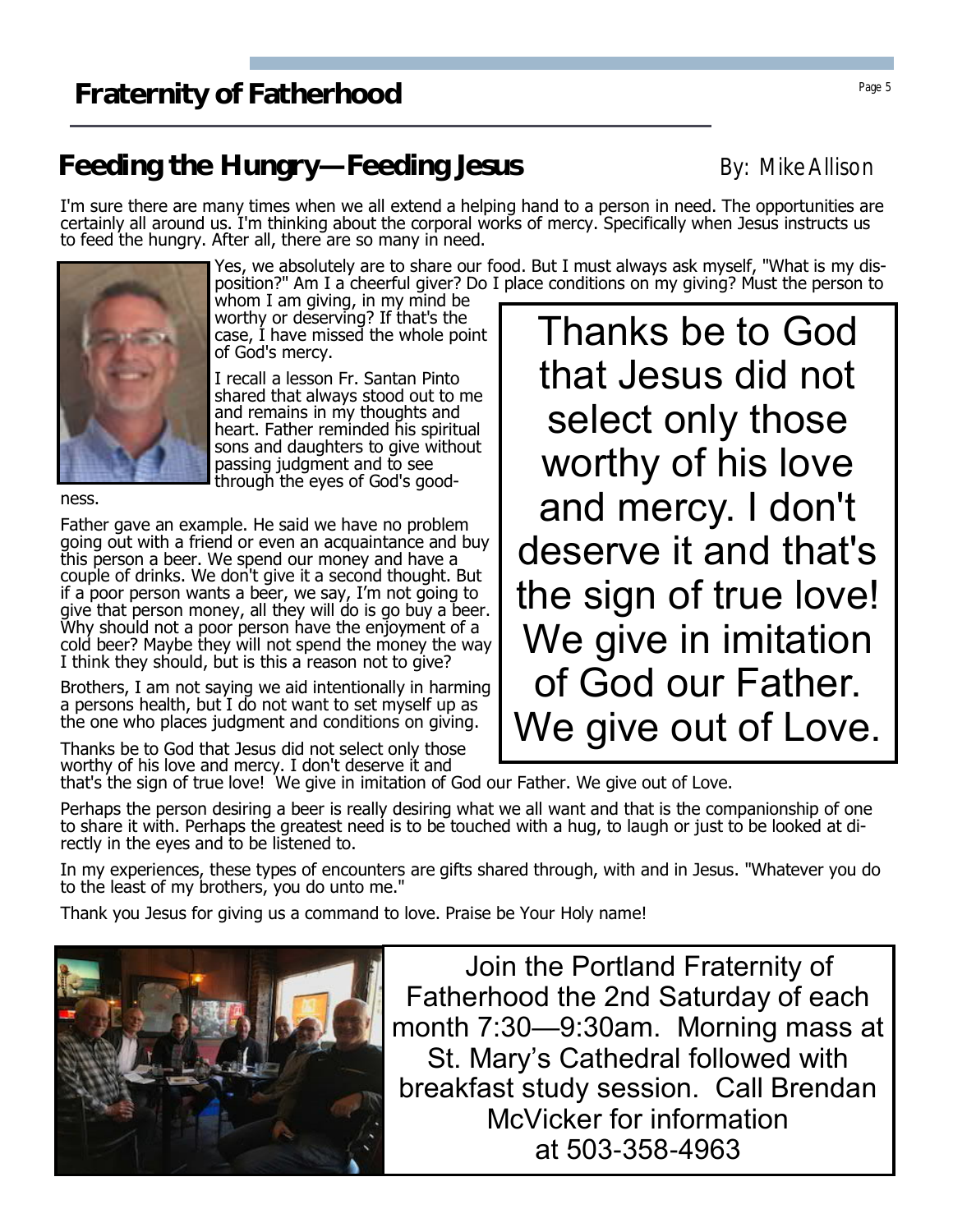## Feeding the Hungry—Feeding Jesus

By: Mike Allison

I'm sure there are many times when we all extend a helping hand to a person in need. The opportunities are certainly all around us. I'm thinking about the corporal works of mercy. Specifically when Jesus instructs us to feed the hungry. After all, there are so many in need.

Yes, we absolutely are to share our food. But I must always ask myself, "What is my disposition?" Am I a cheerful giver? Do I place conditions on my giving? Must the person to whom I am giving, in my mind be worthy or deserving? If that's the case, I have missed the whole point of God's mercy.

I recall a lesson Fr. Santan Pinto shared that always stood out to me and remains in my thoughts and heart. Father reminded his spiritual sons and daughters to give without passing judgment and to see through the eyes of God's goodness.

Father gave an example. He said we have no problem going out with a friend or even an acquaintance and buy this person a beer. We spend our money and have a couple of drinks. We don't give it a second thought. But if a poor person wants a beer, we say, I'm not going to give that person money, all they will do is go buy a beer. Why should not a poor person have the enjoyment of a cold beer? Maybe they will not spend the money the way I think they should, but is this a reason not to give?

Brothers, I am not saying we aid intentionally in harming a persons health, but I do not want to set myself up as the one who places judgment and conditions on giving.

Thanks be to God that Jesus did not select only those worthy of his love and mercy. I don't deserve it and that's the sign of true love! We give in imitation of God our Father. We give out of Love.

> Thanks be to God that Jesus did not select only those worthy of his love and mercy. I don't deserve it and that's the sign of true love! We give in imitation of God our Father. We give out of Love.

Perhaps the person desiring a beer is really desiring what we all want and that is the companionship of one to share it with. Perhaps the greatest need is to be touched with a hug, to laugh or just to be looked at directly in the eyes and to be listened to.

In my experiences, these types of encounters are gifts shared through, with and in Jesus. "Whatever you do to the least of my brothers, you do unto me."

Thank you Jesus for giving us a command to love. Praise be Your Holy name!

Join the Portland Fraternity of Fatherhood the 2nd Saturday of each month 7:30—9:30am. Morning mass at St. Mary's Cathedral followed with breakfast study session. Call Brendan McVicker for information at 503-358-4963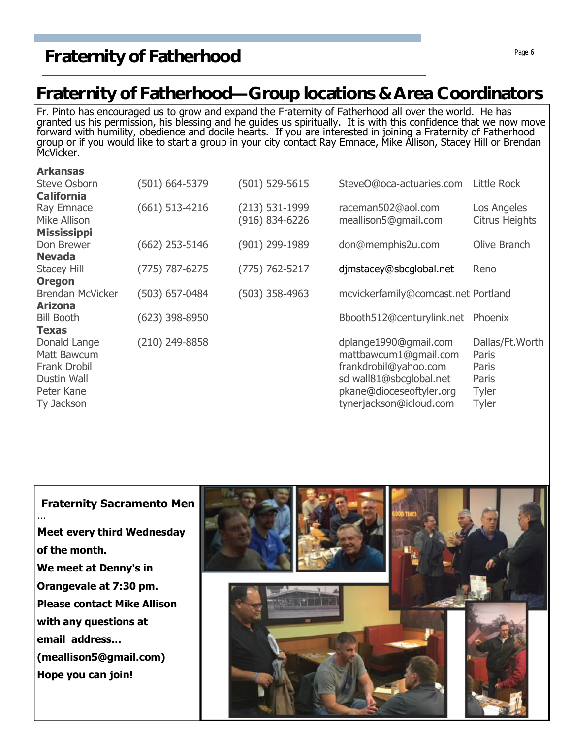# Fraternity of Fatherhood—Group locations & Area Coordinators

Fr. Pinto has encouraged us to grow and expand the Fraternity of Fatherhood all over the world. He has granted us his permission, his blessing and he guides us spiritually. It is with this confidence that we now move forward with humility, obedience and docile hearts. If you are interested in joining a Fraternity of Fatherhood group or if you would like to start a group in your city contact Ray Emnace, Mike Allison, Stacey Hill or Brendan McVicker.

| | | | | |
|---|---|---|---|---|
| **Arkansas** | | | | |
| Steve Osborn | (501) 664-5379 | (501) 529-5615 | SteveO@oca-actuaries.com | Little Rock |
| **California** | | | | |
| Ray Emnace | (661) 513-4216 | (213) 531-1999 | raceman502@aol.com | Los Angeles |
| Mike Allison | | (916) 834-6226 | meallison5@gmail.com | Citrus Heights |
| **Mississippi** | | | | |
| Don Brewer | (662) 253-5146 | (901) 299-1989 | don@memphis2u.com | Olive Branch |
| **Nevada** | | | | |
| Stacey Hill | (775) 787-6275 | (775) 762-5217 | djmstacey@sbcglobal.net | Reno |
| **Oregon** | | | | |
| Brendan McVicker | (503) 657-0484 | (503) 358-4963 | mcvickerfamily@comcast.net | Portland |
| **Arizona** | | | | |
| Bill Booth | (623) 398-8950 | | Bbooth512@centurylink.net | Phoenix |
| **Texas** | | | | |
| Donald Lange | (210) 249-8858 | | dplange1990@gmail.com | Dallas/Ft.Worth |
| Matt Bawcum | | | mattbawcum1@gmail.com | Paris |
| Frank Drobil | | | frankdrobil@yahoo.com | Paris |
| Dustin Wall | | | sd wall81@sbcglobal.net | Paris |
| Peter Kane | | | pkane@dioceseoftyler.org | Tyler |
| Ty Jackson | | | tynerjackson@icloud.com | Tyler |

**Fraternity Sacramento Men** …

**Meet every third Wednesday of the month.**

**We meet at Denny's in Orangevale at 7:30 pm.**

**Please contact Mike Allison with any questions at email address...**

**(meallison5@gmail.com)**

**Hope you can join!**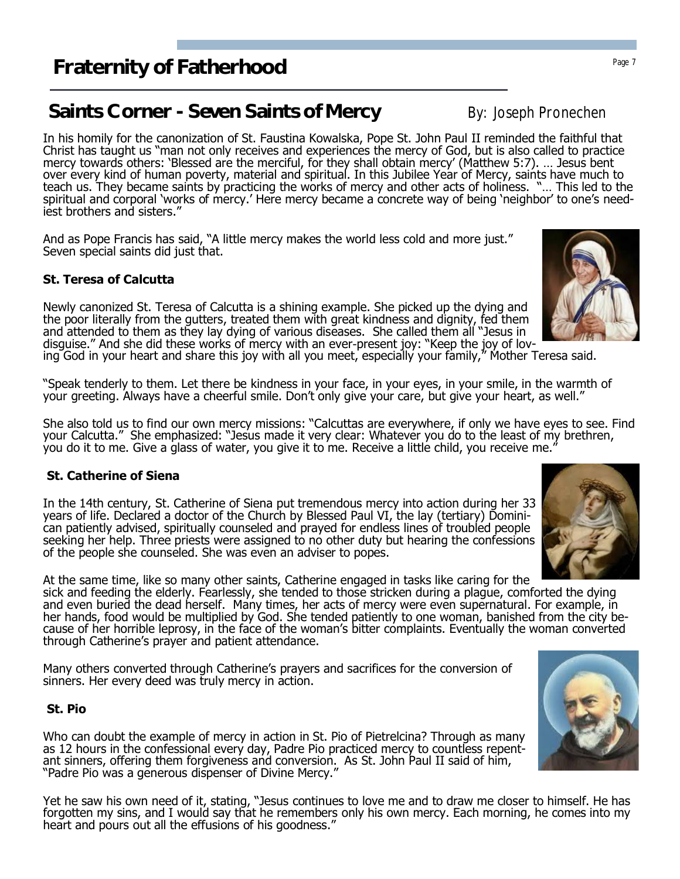# Fraternity of Fatherhood

## Saints Corner - Seven Saints of Mercy

By: Joseph Pronechen

In his homily for the canonization of St. Faustina Kowalska, Pope St. John Paul II reminded the faithful that Christ has taught us "man not only receives and experiences the mercy of God, but is also called to practice mercy towards others: 'Blessed are the merciful, for they shall obtain mercy' (Matthew 5:7). … Jesus bent over every kind of human poverty, material and spiritual. In this Jubilee Year of Mercy, saints have much to teach us. They became saints by practicing the works of mercy and other acts of holiness. "… This led to the spiritual and corporal 'works of mercy.' Here mercy became a concrete way of being 'neighbor' to one's neediest brothers and sisters."

And as Pope Francis has said, "A little mercy makes the world less cold and more just." Seven special saints did just that.

**St. Teresa of Calcutta**

Newly canonized St. Teresa of Calcutta is a shining example. She picked up the dying and the poor literally from the gutters, treated them with great kindness and dignity, fed them and attended to them as they lay dying of various diseases. She called them all "Jesus in disguise." And she did these works of mercy with an ever-present joy: "Keep the joy of loving God in your heart and share this joy with all you meet, especially your family," Mother Teresa said.

"Speak tenderly to them. Let there be kindness in your face, in your eyes, in your smile, in the warmth of your greeting. Always have a cheerful smile. Don't only give your care, but give your heart, as well."

She also told us to find our own mercy missions: "Calcuttas are everywhere, if only we have eyes to see. Find your Calcutta." She emphasized: "Jesus made it very clear: Whatever you do to the least of my brethren, you do it to me. Give a glass of water, you give it to me. Receive a little child, you receive me."

**St. Catherine of Siena**

In the 14th century, St. Catherine of Siena put tremendous mercy into action during her 33 years of life. Declared a doctor of the Church by Blessed Paul VI, the lay (tertiary) Dominican patiently advised, spiritually counseled and prayed for endless lines of troubled people seeking her help. Three priests were assigned to no other duty but hearing the confessions of the people she counseled. She was even an adviser to popes.

At the same time, like so many other saints, Catherine engaged in tasks like caring for the sick and feeding the elderly. Fearlessly, she tended to those stricken during a plague, comforted the dying and even buried the dead herself. Many times, her acts of mercy were even supernatural. For example, in her hands, food would be multiplied by God. She tended patiently to one woman, banished from the city because of her horrible leprosy, in the face of the woman's bitter complaints. Eventually the woman converted through Catherine's prayer and patient attendance.

Many others converted through Catherine's prayers and sacrifices for the conversion of sinners. Her every deed was truly mercy in action.

**St. Pio**

Who can doubt the example of mercy in action in St. Pio of Pietrelcina? Through as many as 12 hours in the confessional every day, Padre Pio practiced mercy to countless repentant sinners, offering them forgiveness and conversion. As St. John Paul II said of him, "Padre Pio was a generous dispenser of Divine Mercy."

Yet he saw his own need of it, stating, "Jesus continues to love me and to draw me closer to himself. He has forgotten my sins, and I would say that he remembers only his own mercy. Each morning, he comes into my heart and pours out all the effusions of his goodness."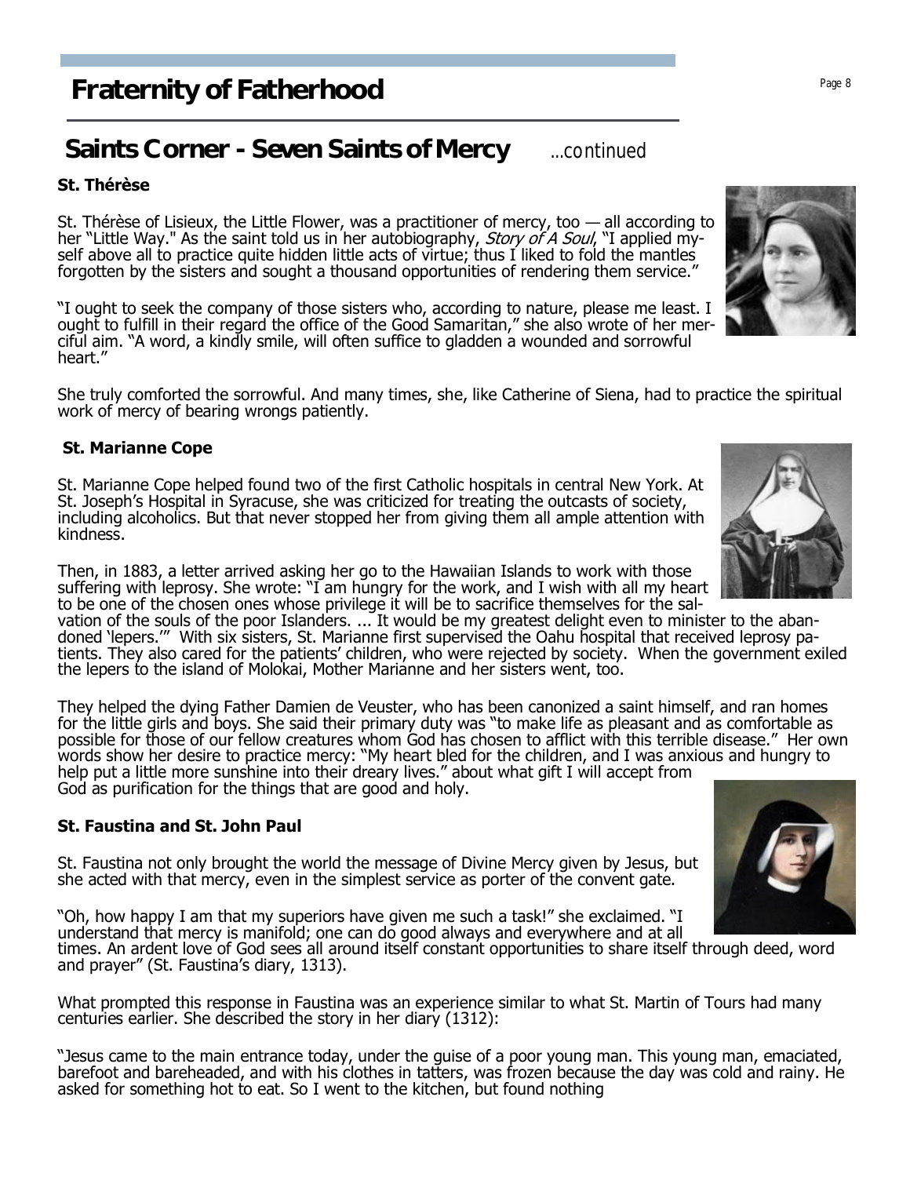# Fraternity of Fatherhood

## Saints Corner - Seven Saints of Mercy ...continued

### St. Thérèse

St. Thérèse of Lisieux, the Little Flower, was a practitioner of mercy, too — all according to her "Little Way." As the saint told us in her autobiography, *Story of A Soul*, "I applied myself above all to practice quite hidden little acts of virtue; thus I liked to fold the mantles forgotten by the sisters and sought a thousand opportunities of rendering them service."

"I ought to seek the company of those sisters who, according to nature, please me least. I ought to fulfill in their regard the office of the Good Samaritan," she also wrote of her merciful aim. "A word, a kindly smile, will often suffice to gladden a wounded and sorrowful heart."

She truly comforted the sorrowful. And many times, she, like Catherine of Siena, had to practice the spiritual work of mercy of bearing wrongs patiently.

### St. Marianne Cope

St. Marianne Cope helped found two of the first Catholic hospitals in central New York. At St. Joseph's Hospital in Syracuse, she was criticized for treating the outcasts of society, including alcoholics. But that never stopped her from giving them all ample attention with kindness.

Then, in 1883, a letter arrived asking her go to the Hawaiian Islands to work with those suffering with leprosy. She wrote: "I am hungry for the work, and I wish with all my heart to be one of the chosen ones whose privilege it will be to sacrifice themselves for the salvation of the souls of the poor Islanders. ... It would be my greatest delight even to minister to the abandoned 'lepers.'" With six sisters, St. Marianne first supervised the Oahu hospital that received leprosy patients. They also cared for the patients' children, who were rejected by society. When the government exiled the lepers to the island of Molokai, Mother Marianne and her sisters went, too.

They helped the dying Father Damien de Veuster, who has been canonized a saint himself, and ran homes for the little girls and boys. She said their primary duty was "to make life as pleasant and as comfortable as possible for those of our fellow creatures whom God has chosen to afflict with this terrible disease." Her own words show her desire to practice mercy: "My heart bled for the children, and I was anxious and hungry to help put a little more sunshine into their dreary lives." about what gift I will accept from God as purification for the things that are good and holy.

### St. Faustina and St. John Paul

St. Faustina not only brought the world the message of Divine Mercy given by Jesus, but she acted with that mercy, even in the simplest service as porter of the convent gate.

"Oh, how happy I am that my superiors have given me such a task!" she exclaimed. "I understand that mercy is manifold; one can do good always and everywhere and at all times. An ardent love of God sees all around itself constant opportunities to share itself through deed, word and prayer" (St. Faustina's diary, 1313).

What prompted this response in Faustina was an experience similar to what St. Martin of Tours had many centuries earlier. She described the story in her diary (1312):

"Jesus came to the main entrance today, under the guise of a poor young man. This young man, emaciated, barefoot and bareheaded, and with his clothes in tatters, was frozen because the day was cold and rainy. He asked for something hot to eat. So I went to the kitchen, but found nothing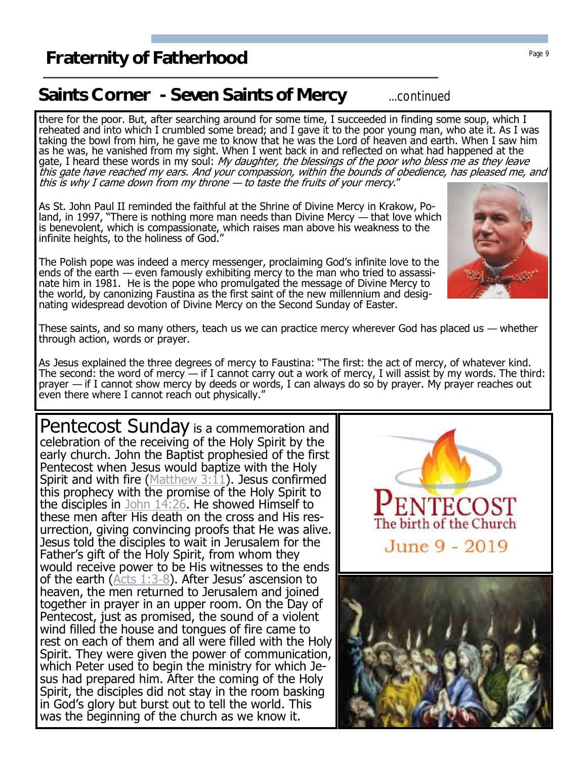## Saints Corner - Seven Saints of Mercy ...continued

there for the poor. But, after searching around for some time, I succeeded in finding some soup, which I reheated and into which I crumbled some bread; and I gave it to the poor young man, who ate it. As I was taking the bowl from him, he gave me to know that he was the Lord of heaven and earth. When I saw him as he was, he vanished from my sight. When I went back in and reflected on what had happened at the gate, I heard these words in my soul: *My daughter, the blessings of the poor who bless me as they leave this gate have reached my ears. And your compassion, within the bounds of obedience, has pleased me, and this is why I came down from my throne — to taste the fruits of your mercy*."

As St. John Paul II reminded the faithful at the Shrine of Divine Mercy in Krakow, Poland, in 1997, "There is nothing more man needs than Divine Mercy — that love which is benevolent, which is compassionate, which raises man above his weakness to the infinite heights, to the holiness of God."

The Polish pope was indeed a mercy messenger, proclaiming God's infinite love to the ends of the earth — even famously exhibiting mercy to the man who tried to assassinate him in 1981. He is the pope who promulgated the message of Divine Mercy to the world, by canonizing Faustina as the first saint of the new millennium and designating widespread devotion of Divine Mercy on the Second Sunday of Easter.

These saints, and so many others, teach us we can practice mercy wherever God has placed us — whether through action, words or prayer.

As Jesus explained the three degrees of mercy to Faustina: "The first: the act of mercy, of whatever kind. The second: the word of mercy — if I cannot carry out a work of mercy, I will assist by my words. The third: prayer — if I cannot show mercy by deeds or words, I can always do so by prayer. My prayer reaches out even there where I cannot reach out physically."

**Pentecost Sunday** is a commemoration and celebration of the receiving of the Holy Spirit by the early church. John the Baptist prophesied of the first Pentecost when Jesus would baptize with the Holy Spirit and with fire (Matthew 3:11). Jesus confirmed this prophecy with the promise of the Holy Spirit to the disciples in John 14:26. He showed Himself to these men after His death on the cross and His resurrection, giving convincing proofs that He was alive. Jesus told the disciples to wait in Jerusalem for the Father's gift of the Holy Spirit, from whom they would receive power to be His witnesses to the ends of the earth (Acts 1:3-8). After Jesus' ascension to heaven, the men returned to Jerusalem and joined together in prayer in an upper room. On the Day of Pentecost, just as promised, the sound of a violent wind filled the house and tongues of fire came to rest on each of them and all were filled with the Holy Spirit. They were given the power of communication, which Peter used to begin the ministry for which Jesus had prepared him. After the coming of the Holy Spirit, the disciples did not stay in the room basking in God's glory but burst out to tell the world. This was the beginning of the church as we know it.

PENTECOST
The birth of the Church
June 9 - 2019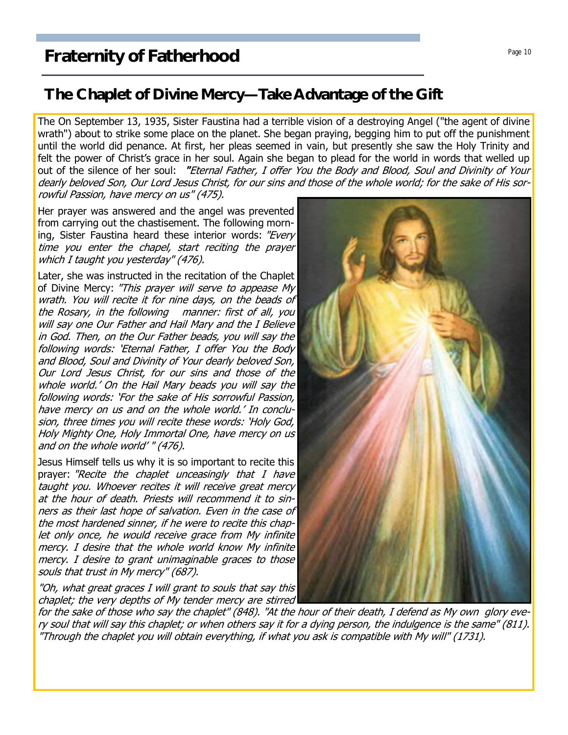## The Chaplet of Divine Mercy—Take Advantage of the Gift

The On September 13, 1935, Sister Faustina had a terrible vision of a destroying Angel ("the agent of divine wrath") about to strike some place on the planet. She began praying, begging him to put off the punishment until the world did penance. At first, her pleas seemed in vain, but presently she saw the Holy Trinity and felt the power of Christ's grace in her soul. Again she began to plead for the world in words that welled up out of the silence of her soul: *"Eternal Father, I offer You the Body and Blood, Soul and Divinity of Your dearly beloved Son, Our Lord Jesus Christ, for our sins and those of the whole world; for the sake of His sorrowful Passion, have mercy on us" (475).*

Her prayer was answered and the angel was prevented from carrying out the chastisement. The following morning, Sister Faustina heard these interior words: *"Every time you enter the chapel, start reciting the prayer which I taught you yesterday" (476).*

Later, she was instructed in the recitation of the Chaplet of Divine Mercy: *"This prayer will serve to appease My wrath. You will recite it for nine days, on the beads of the Rosary, in the following manner: first of all, you will say one Our Father and Hail Mary and the I Believe in God. Then, on the Our Father beads, you will say the following words: 'Eternal Father, I offer You the Body and Blood, Soul and Divinity of Your dearly beloved Son, Our Lord Jesus Christ, for our sins and those of the whole world.' On the Hail Mary beads you will say the following words: 'For the sake of His sorrowful Passion, have mercy on us and on the whole world.' In conclusion, three times you will recite these words: 'Holy God, Holy Mighty One, Holy Immortal One, have mercy on us and on the whole world' " (476).*

Jesus Himself tells us why it is so important to recite this prayer: *"Recite the chaplet unceasingly that I have taught you. Whoever recites it will receive great mercy at the hour of death. Priests will recommend it to sinners as their last hope of salvation. Even in the case of the most hardened sinner, if he were to recite this chaplet only once, he would receive grace from My infinite mercy. I desire that the whole world know My infinite mercy. I desire to grant unimaginable graces to those souls that trust in My mercy" (687).*

*"Oh, what great graces I will grant to souls that say this chaplet; the very depths of My tender mercy are stirred for the sake of those who say the chaplet" (848). "At the hour of their death, I defend as My own glory every soul that will say this chaplet; or when others say it for a dying person, the indulgence is the same" (811). "Through the chaplet you will obtain everything, if what you ask is compatible with My will" (1731).*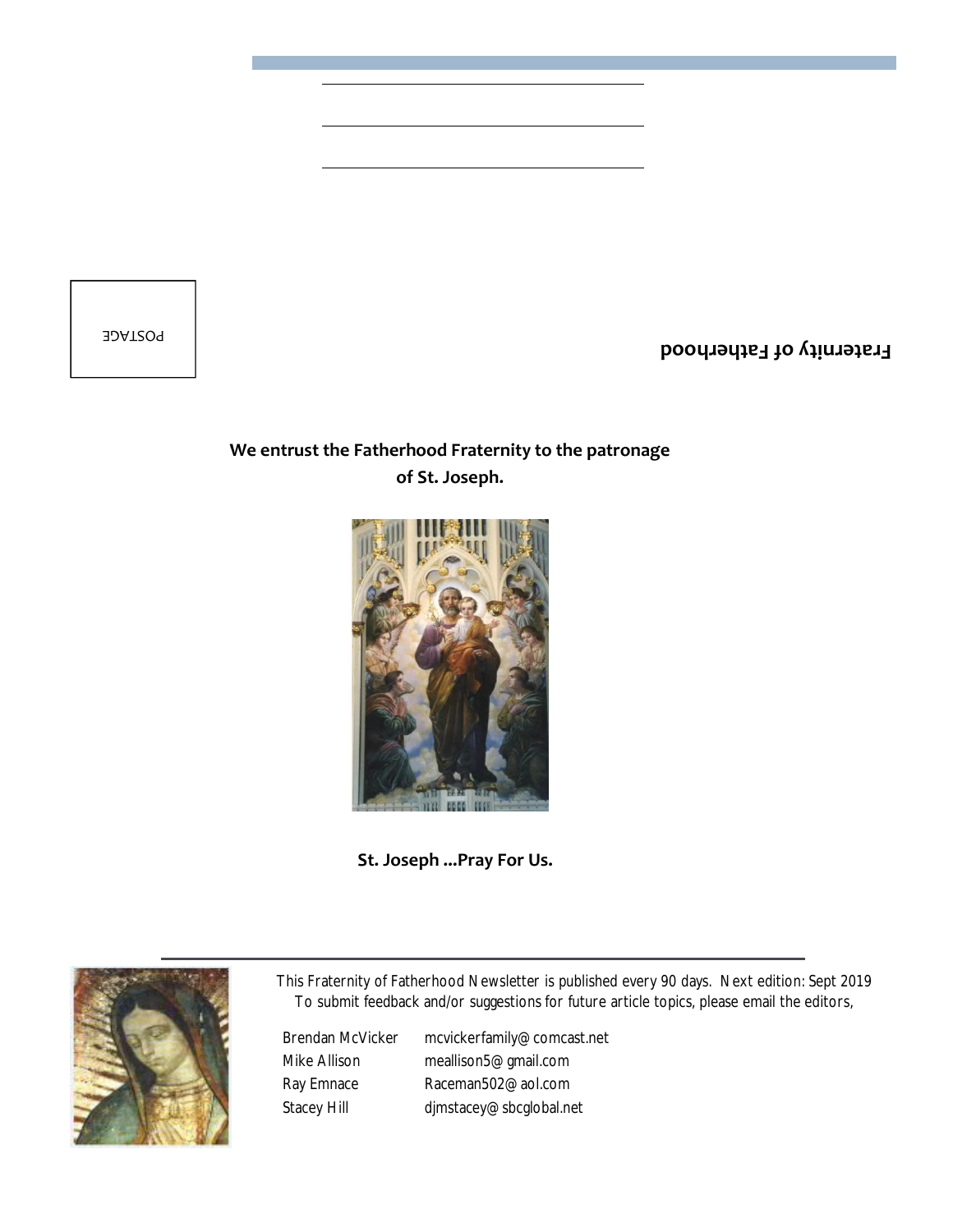POSTAGE

**Fraternity of Fatherhood**

**We entrust the Fatherhood Fraternity to the patronage of St. Joseph.**

**St. Joseph ...Pray For Us.**

This Fraternity of Fatherhood Newsletter is published every 90 days. Next edition: Sept 2019
To submit feedback and/or suggestions for future article topics, please email the editors,

| | |
|---|---|
| Brendan McVicker | mcvickerfamily@comcast.net |
| Mike Allison | meallison5@gmail.com |
| Ray Emnace | Raceman502@aol.com |
| Stacey Hill | djmstacey@sbcglobal.net |